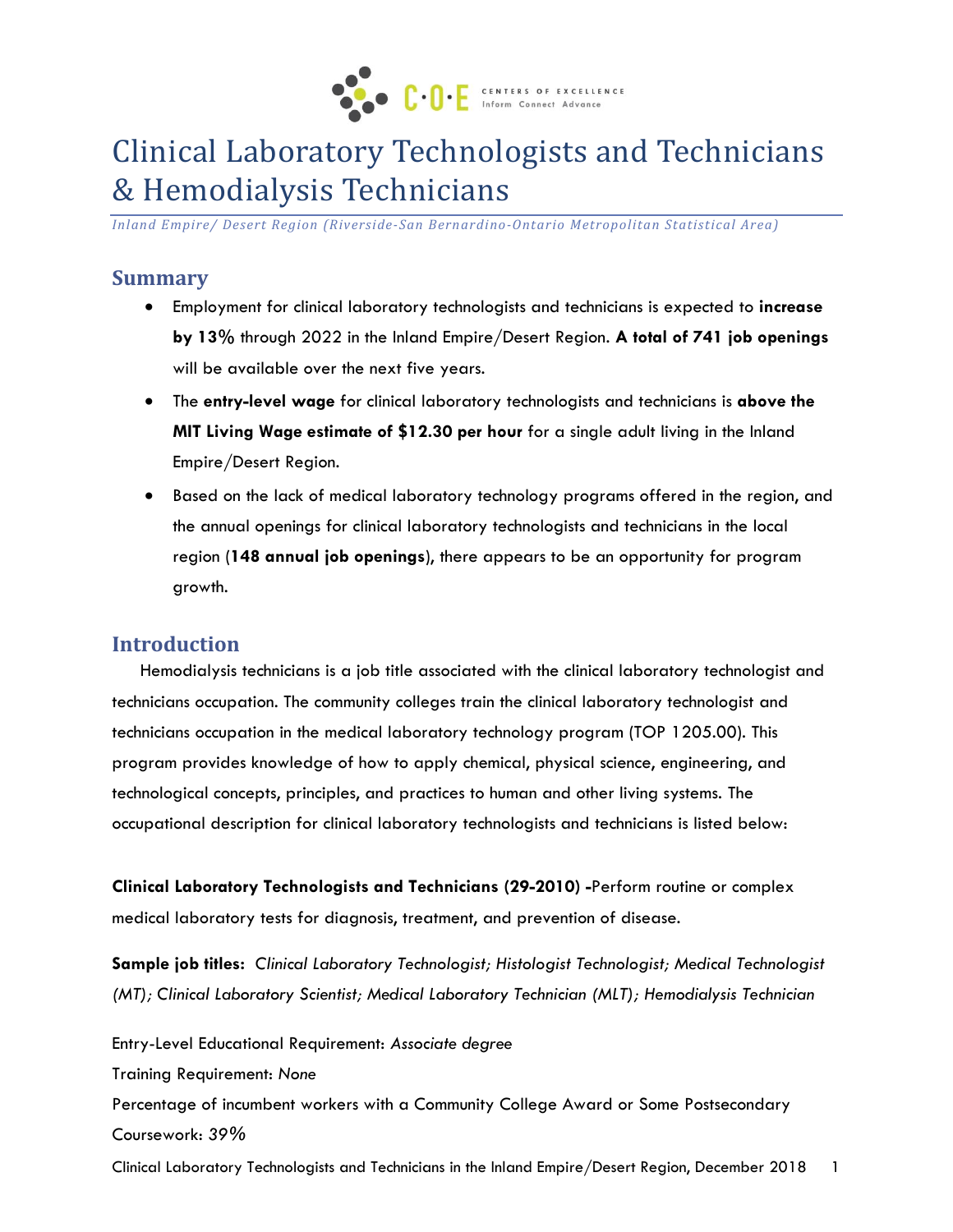# Clinical Laboratory Technologists and Technicians & Hemodialysis Technicians

*Inland Empire/ Desert Region (Riverside-San Bernardino-Ontario Metropolitan Statistical Area)*

## Summary

- Employment for clinical laboratory technologists and technicians is expected to **increase by 13%** through 2022 in the Inland Empire/Desert Region. **A total of 741 job openings** will be available over the next five years.
- The **entry-level wage** for clinical laboratory technologists and technicians is **above the MIT Living Wage estimate of $12.30 per hour** for a single adult living in the Inland Empire/Desert Region.
- Based on the lack of medical laboratory technology programs offered in the region, and the annual openings for clinical laboratory technologists and technicians in the local region (**148 annual job openings**), there appears to be an opportunity for program growth.

## Introduction

Hemodialysis technicians is a job title associated with the clinical laboratory technologist and technicians occupation. The community colleges train the clinical laboratory technologist and technicians occupation in the medical laboratory technology program (TOP 1205.00). This program provides knowledge of how to apply chemical, physical science, engineering, and technological concepts, principles, and practices to human and other living systems. The occupational description for clinical laboratory technologists and technicians is listed below:

**Clinical Laboratory Technologists and Technicians (29-2010) -**Perform routine or complex medical laboratory tests for diagnosis, treatment, and prevention of disease.

**Sample job titles:** *Clinical Laboratory Technologist; Histologist Technologist; Medical Technologist (MT); Clinical Laboratory Scientist; Medical Laboratory Technician (MLT); Hemodialysis Technician*

Entry-Level Educational Requirement: *Associate degree*

Training Requirement: *None*

Percentage of incumbent workers with a Community College Award or Some Postsecondary Coursework: *39%*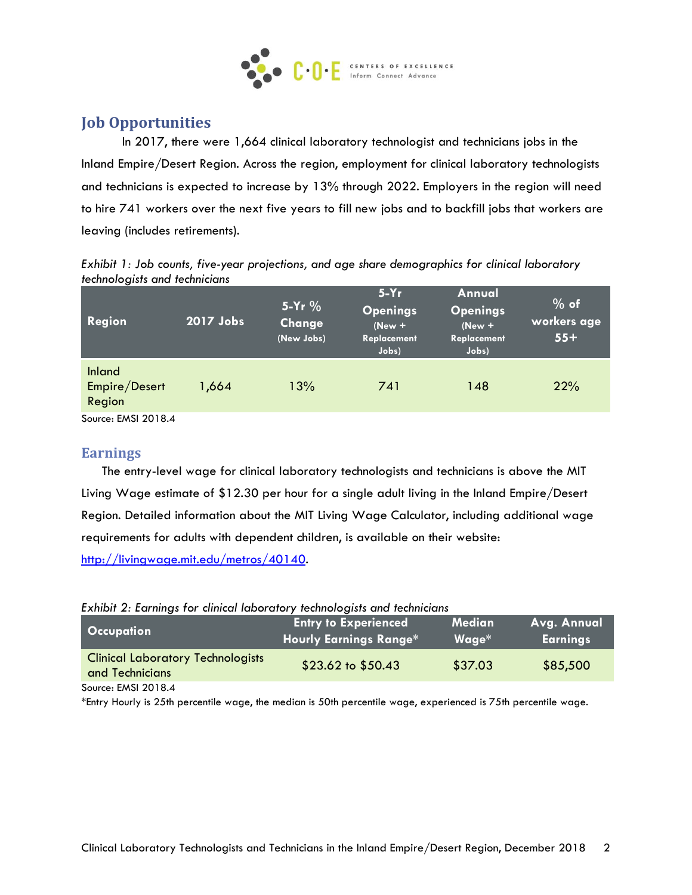## Job Opportunities

In 2017, there were 1,664 clinical laboratory technologist and technicians jobs in the Inland Empire/Desert Region. Across the region, employment for clinical laboratory technologists and technicians is expected to increase by 13% through 2022. Employers in the region will need to hire 741 workers over the next five years to fill new jobs and to backfill jobs that workers are leaving (includes retirements).

*Exhibit 1: Job counts, five-year projections, and age share demographics for clinical laboratory technologists and technicians*

| Region | 2017 Jobs | 5-Yr % Change (New Jobs) | 5-Yr Openings (New + Replacement Jobs) | Annual Openings (New + Replacement Jobs) | % of workers age 55+ |
|---|---|---|---|---|---|
| Inland Empire/Desert Region | 1,664 | 13% | 741 | 148 | 22% |

Source: EMSI 2018.4

## Earnings

The entry-level wage for clinical laboratory technologists and technicians is above the MIT Living Wage estimate of $12.30 per hour for a single adult living in the Inland Empire/Desert Region. Detailed information about the MIT Living Wage Calculator, including additional wage requirements for adults with dependent children, is available on their website: [http://livingwage.mit.edu/metros/40140](http://livingwage.mit.edu/metros/40140).

*Exhibit 2: Earnings for clinical laboratory technologists and technicians*

| Occupation | Entry to Experienced Hourly Earnings Range* | Median Wage* | Avg. Annual Earnings |
|---|---|---|---|
| Clinical Laboratory Technologists and Technicians | $23.62 to $50.43 | $37.03 | $85,500 |

Source: EMSI 2018.4

*Entry Hourly is 25th percentile wage, the median is 50th percentile wage, experienced is 75th percentile wage.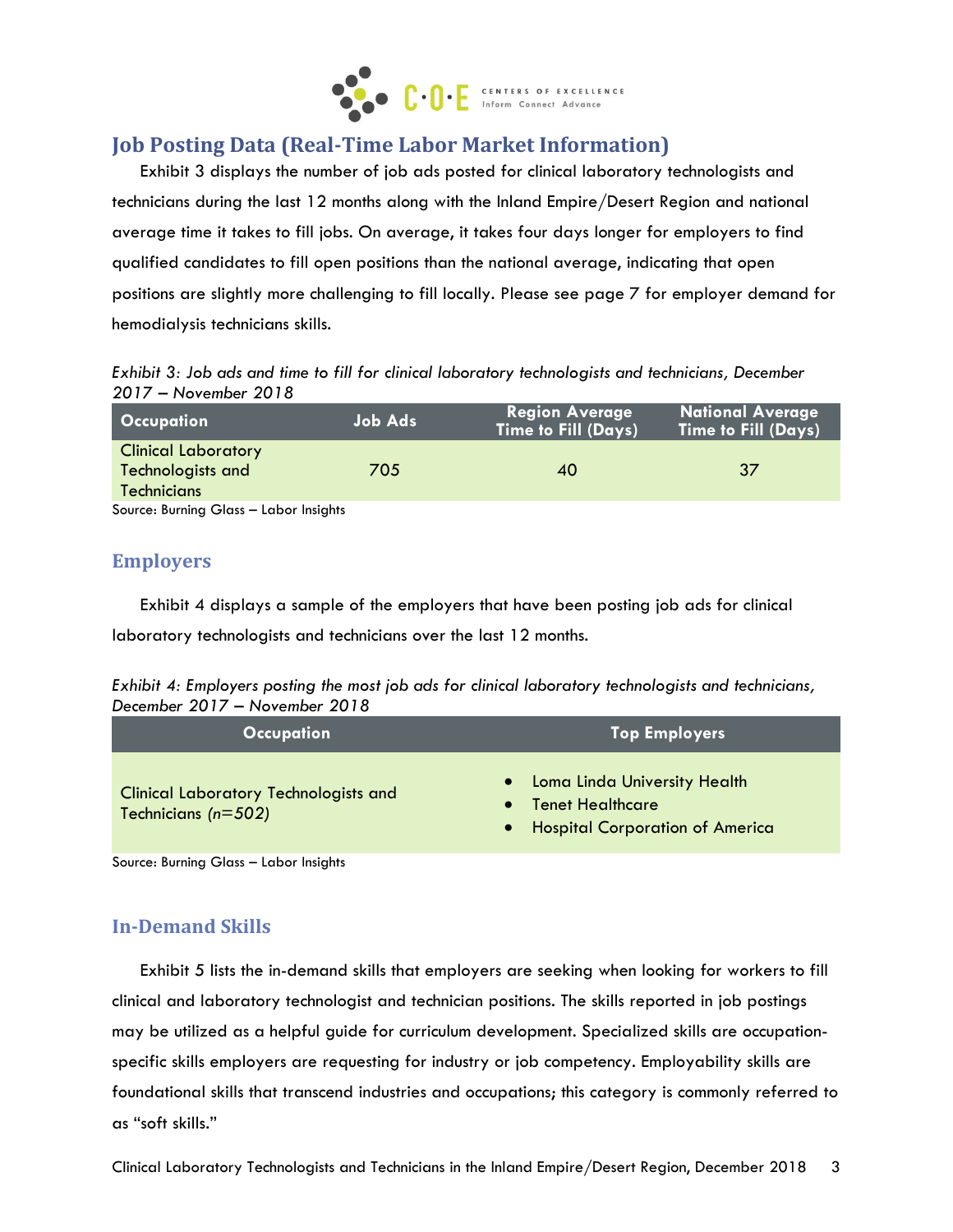## Job Posting Data (Real-Time Labor Market Information)

Exhibit 3 displays the number of job ads posted for clinical laboratory technologists and technicians during the last 12 months along with the Inland Empire/Desert Region and national average time it takes to fill jobs. On average, it takes four days longer for employers to find qualified candidates to fill open positions than the national average, indicating that open positions are slightly more challenging to fill locally. Please see page 7 for employer demand for hemodialysis technicians skills.

*Exhibit 3: Job ads and time to fill for clinical laboratory technologists and technicians, December 2017 – November 2018*

| Occupation | Job Ads | Region Average Time to Fill (Days) | National Average Time to Fill (Days) |
|---|---|---|---|
| Clinical Laboratory Technologists and Technicians | 705 | 40 | 37 |

Source: Burning Glass – Labor Insights

## Employers

Exhibit 4 displays a sample of the employers that have been posting job ads for clinical laboratory technologists and technicians over the last 12 months.

*Exhibit 4: Employers posting the most job ads for clinical laboratory technologists and technicians, December 2017 – November 2018*

| Occupation | Top Employers |
|---|---|
| Clinical Laboratory Technologists and Technicians *(n=502)* | • Loma Linda University Health<br>• Tenet Healthcare<br>• Hospital Corporation of America |

Source: Burning Glass – Labor Insights

## In-Demand Skills

Exhibit 5 lists the in-demand skills that employers are seeking when looking for workers to fill clinical and laboratory technologist and technician positions. The skills reported in job postings may be utilized as a helpful guide for curriculum development. Specialized skills are occupation-specific skills employers are requesting for industry or job competency. Employability skills are foundational skills that transcend industries and occupations; this category is commonly referred to as "soft skills."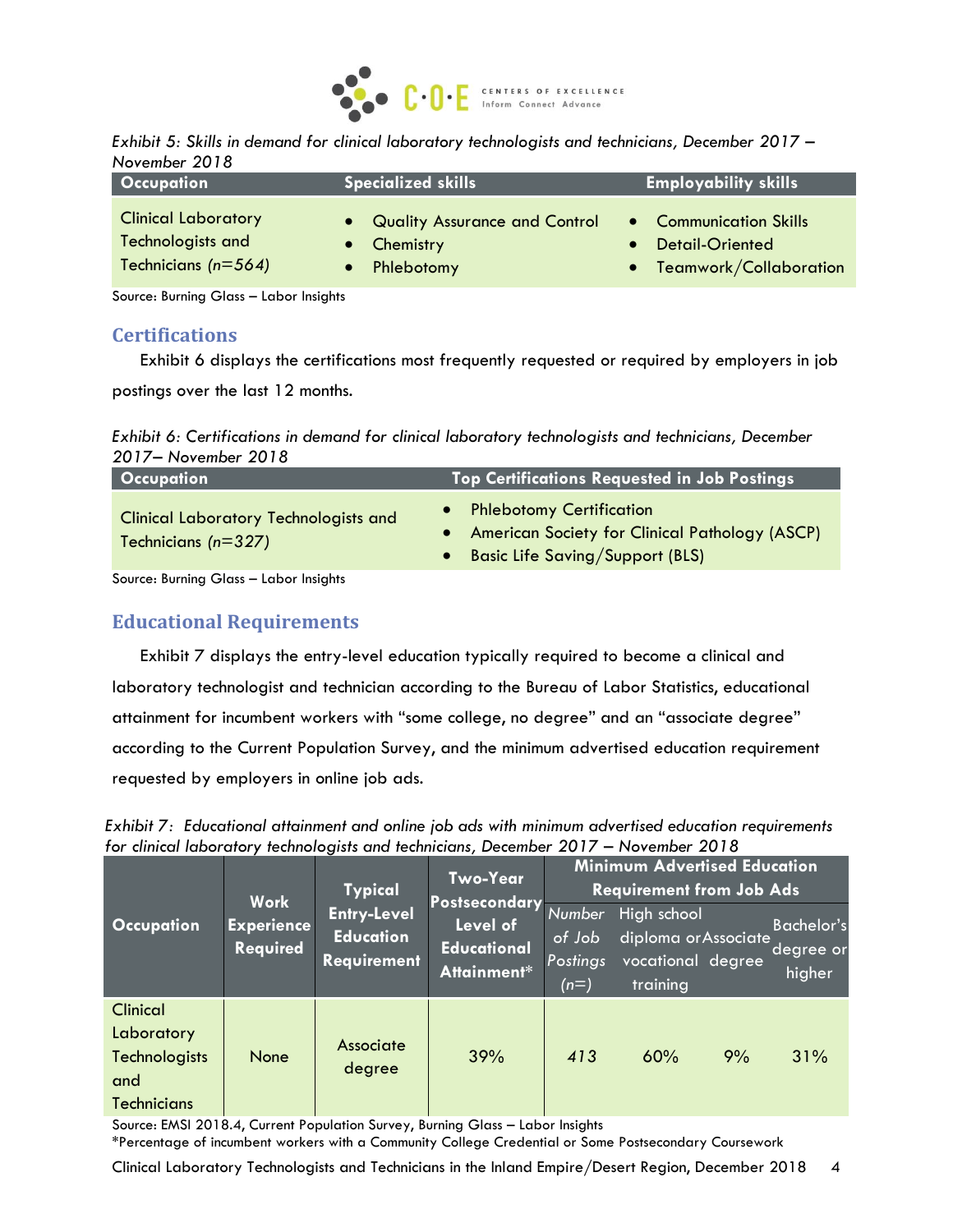*Exhibit 5: Skills in demand for clinical laboratory technologists and technicians, December 2017 – November 2018*

| Occupation | Specialized skills | Employability skills |
|---|---|---|
| Clinical Laboratory Technologists and Technicians *(n=564)* | • Quality Assurance and Control<br>• Chemistry<br>• Phlebotomy | • Communication Skills<br>• Detail-Oriented<br>• Teamwork/Collaboration |

Source: Burning Glass – Labor Insights

## Certifications

Exhibit 6 displays the certifications most frequently requested or required by employers in job postings over the last 12 months.

*Exhibit 6: Certifications in demand for clinical laboratory technologists and technicians, December 2017– November 2018*

| Occupation | Top Certifications Requested in Job Postings |
|---|---|
| Clinical Laboratory Technologists and Technicians *(n=327)* | • Phlebotomy Certification<br>• American Society for Clinical Pathology (ASCP)<br>• Basic Life Saving/Support (BLS) |

Source: Burning Glass – Labor Insights

## Educational Requirements

Exhibit 7 displays the entry-level education typically required to become a clinical and laboratory technologist and technician according to the Bureau of Labor Statistics, educational attainment for incumbent workers with "some college, no degree" and an "associate degree" according to the Current Population Survey, and the minimum advertised education requirement requested by employers in online job ads.

*Exhibit 7: Educational attainment and online job ads with minimum advertised education requirements for clinical laboratory technologists and technicians, December 2017 – November 2018*

| Occupation | Work Experience Required | Typical Entry-Level Education Requirement | Two-Year Postsecondary Level of Educational Attainment* | Minimum Advertised Education Requirement from Job Ads | | | |
|---|---|---|---|---|---|---|---|
| | | | | *Number of Job Postings (n=)* | High school diploma or vocational training | Associate degree | Bachelor's degree or higher |
| Clinical Laboratory Technologists and Technicians | None | Associate degree | 39% | *413* | 60% | 9% | 31% |

Source: EMSI 2018.4, Current Population Survey, Burning Glass – Labor Insights
*Percentage of incumbent workers with a Community College Credential or Some Postsecondary Coursework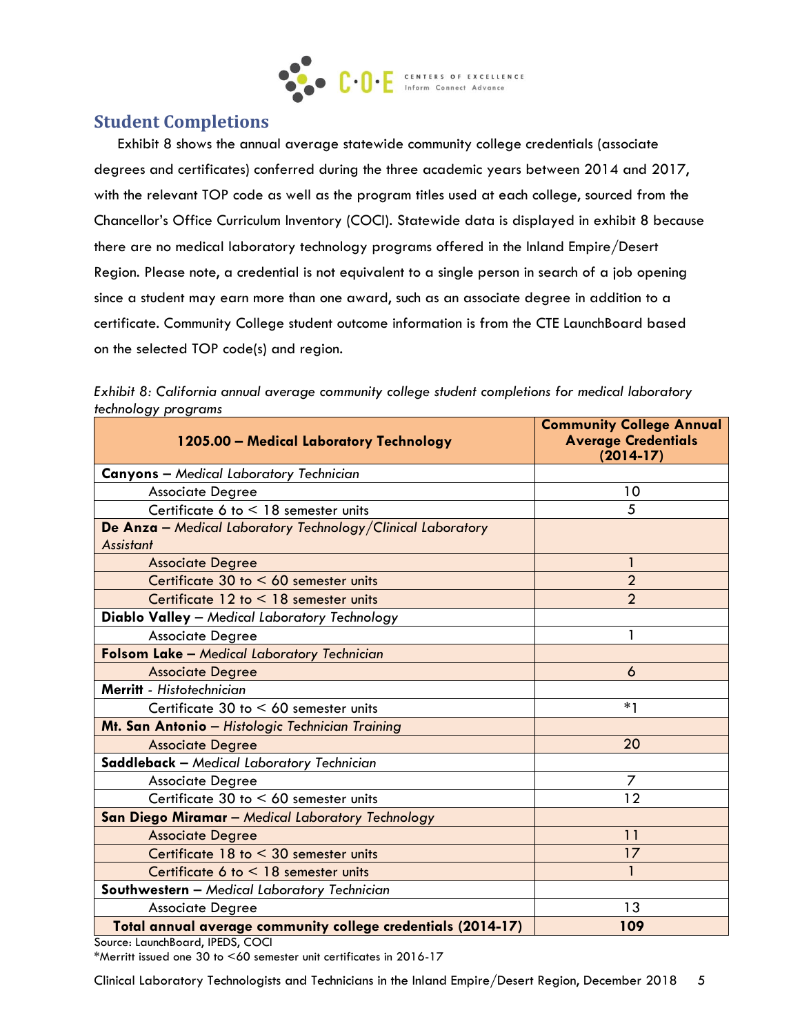## Student Completions

Exhibit 8 shows the annual average statewide community college credentials (associate degrees and certificates) conferred during the three academic years between 2014 and 2017, with the relevant TOP code as well as the program titles used at each college, sourced from the Chancellor's Office Curriculum Inventory (COCI). Statewide data is displayed in exhibit 8 because there are no medical laboratory technology programs offered in the Inland Empire/Desert Region. Please note, a credential is not equivalent to a single person in search of a job opening since a student may earn more than one award, such as an associate degree in addition to a certificate. Community College student outcome information is from the CTE LaunchBoard based on the selected TOP code(s) and region.

*Exhibit 8: California annual average community college student completions for medical laboratory technology programs*

| 1205.00 – Medical Laboratory Technology | Community College Annual Average Credentials (2014-17) |
|---|---|
| **Canyons** – *Medical Laboratory Technician* | |
| Associate Degree | 10 |
| Certificate 6 to < 18 semester units | 5 |
| **De Anza** – *Medical Laboratory Technology/Clinical Laboratory Assistant* | |
| Associate Degree | 1 |
| Certificate 30 to < 60 semester units | 2 |
| Certificate 12 to < 18 semester units | 2 |
| **Diablo Valley** – *Medical Laboratory Technology* | |
| Associate Degree | 1 |
| **Folsom Lake** – *Medical Laboratory Technician* | |
| Associate Degree | 6 |
| **Merritt** - *Histotechnician* | |
| Certificate 30 to < 60 semester units | *1 |
| **Mt. San Antonio** – *Histologic Technician Training* | |
| Associate Degree | 20 |
| **Saddleback** – *Medical Laboratory Technician* | |
| Associate Degree | 7 |
| Certificate 30 to < 60 semester units | 12 |
| **San Diego Miramar** – *Medical Laboratory Technology* | |
| Associate Degree | 11 |
| Certificate 18 to < 30 semester units | 17 |
| Certificate 6 to < 18 semester units | 1 |
| **Southwestern** – *Medical Laboratory Technician* | |
| Associate Degree | 13 |
| **Total annual average community college credentials (2014-17)** | **109** |

Source: LaunchBoard, IPEDS, COCI

*Merritt issued one 30 to <60 semester unit certificates in 2016-17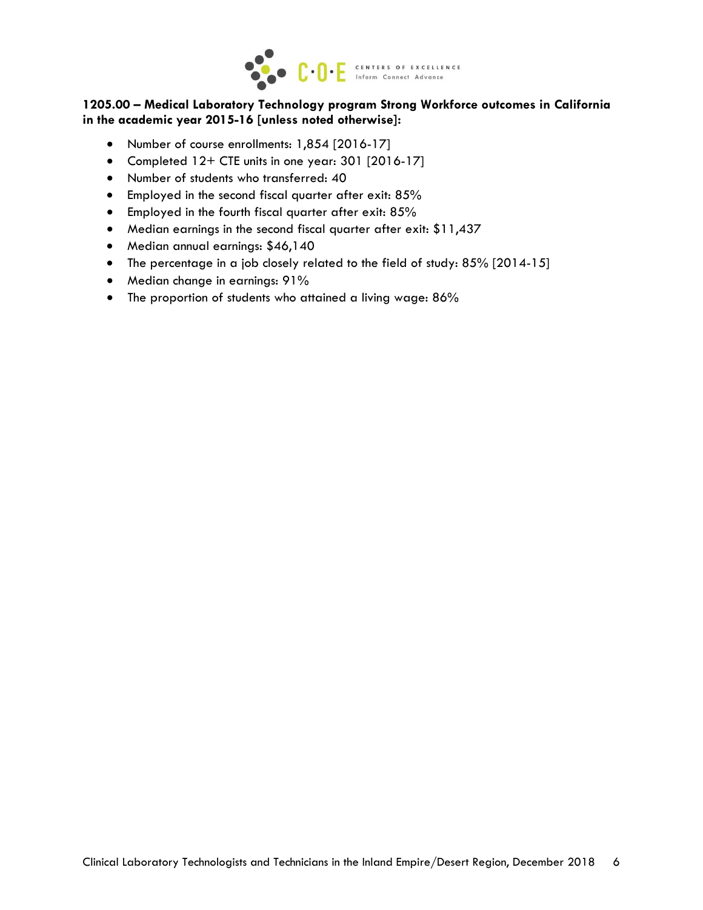**1205.00 – Medical Laboratory Technology program Strong Workforce outcomes in California in the academic year 2015-16 [unless noted otherwise]:**

- Number of course enrollments: 1,854 [2016-17]
- Completed 12+ CTE units in one year: 301 [2016-17]
- Number of students who transferred: 40
- Employed in the second fiscal quarter after exit: 85%
- Employed in the fourth fiscal quarter after exit: 85%
- Median earnings in the second fiscal quarter after exit: $11,437
- Median annual earnings: $46,140
- The percentage in a job closely related to the field of study: 85% [2014-15]
- Median change in earnings: 91%
- The proportion of students who attained a living wage: 86%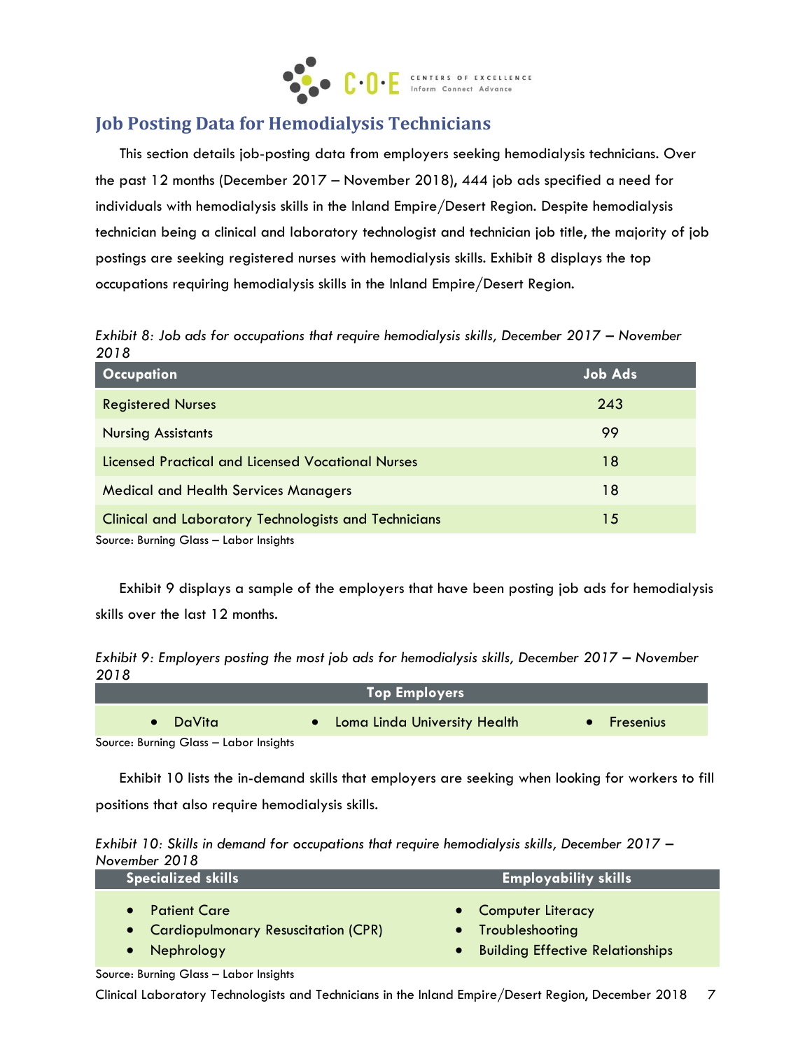## Job Posting Data for Hemodialysis Technicians

This section details job-posting data from employers seeking hemodialysis technicians. Over the past 12 months (December 2017 – November 2018), 444 job ads specified a need for individuals with hemodialysis skills in the Inland Empire/Desert Region. Despite hemodialysis technician being a clinical and laboratory technologist and technician job title, the majority of job postings are seeking registered nurses with hemodialysis skills. Exhibit 8 displays the top occupations requiring hemodialysis skills in the Inland Empire/Desert Region.

*Exhibit 8: Job ads for occupations that require hemodialysis skills, December 2017 – November 2018*

| Occupation | Job Ads |
|---|---|
| Registered Nurses | 243 |
| Nursing Assistants | 99 |
| Licensed Practical and Licensed Vocational Nurses | 18 |
| Medical and Health Services Managers | 18 |
| Clinical and Laboratory Technologists and Technicians | 15 |

Source: Burning Glass – Labor Insights

Exhibit 9 displays a sample of the employers that have been posting job ads for hemodialysis skills over the last 12 months.

*Exhibit 9: Employers posting the most job ads for hemodialysis skills, December 2017 – November 2018*

| Top Employers | | |
|---|---|---|
| • DaVita | • Loma Linda University Health | • Fresenius |

Source: Burning Glass – Labor Insights

Exhibit 10 lists the in-demand skills that employers are seeking when looking for workers to fill positions that also require hemodialysis skills.

*Exhibit 10: Skills in demand for occupations that require hemodialysis skills, December 2017 – November 2018*

| Specialized skills | Employability skills |
|---|---|
| • Patient Care | • Computer Literacy |
| • Cardiopulmonary Resuscitation (CPR) | • Troubleshooting |
| • Nephrology | • Building Effective Relationships |

Source: Burning Glass – Labor Insights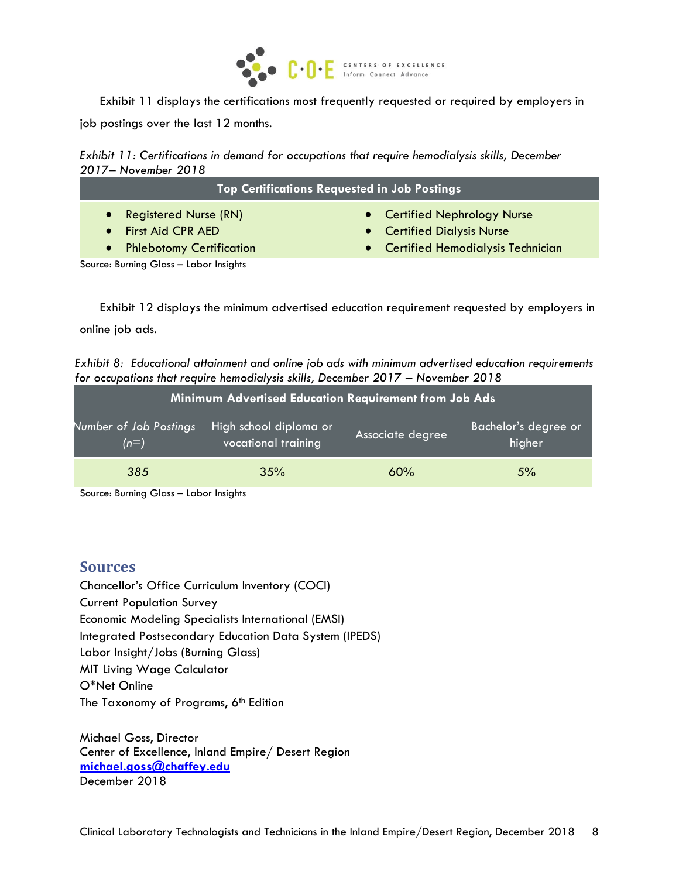Exhibit 11 displays the certifications most frequently requested or required by employers in job postings over the last 12 months.

*Exhibit 11: Certifications in demand for occupations that require hemodialysis skills, December 2017– November 2018*

| Top Certifications Requested in Job Postings | |
|---|---|
| • Registered Nurse (RN)<br>• First Aid CPR AED<br>• Phlebotomy Certification | • Certified Nephrology Nurse<br>• Certified Dialysis Nurse<br>• Certified Hemodialysis Technician |

Source: Burning Glass – Labor Insights

Exhibit 12 displays the minimum advertised education requirement requested by employers in online job ads.

*Exhibit 8: Educational attainment and online job ads with minimum advertised education requirements for occupations that require hemodialysis skills, December 2017 – November 2018*

| Minimum Advertised Education Requirement from Job Ads | | | |
|---|---|---|---|
| *Number of Job Postings (n=)* | High school diploma or vocational training | Associate degree | Bachelor's degree or higher |
| *385* | 35% | 60% | 5% |

Source: Burning Glass – Labor Insights

## Sources

Chancellor's Office Curriculum Inventory (COCI)
Current Population Survey
Economic Modeling Specialists International (EMSI)
Integrated Postsecondary Education Data System (IPEDS)
Labor Insight/Jobs (Burning Glass)
MIT Living Wage Calculator
O*Net Online
The Taxonomy of Programs, 6th Edition

Michael Goss, Director
Center of Excellence, Inland Empire/ Desert Region
**michael.goss@chaffey.edu**
December 2018